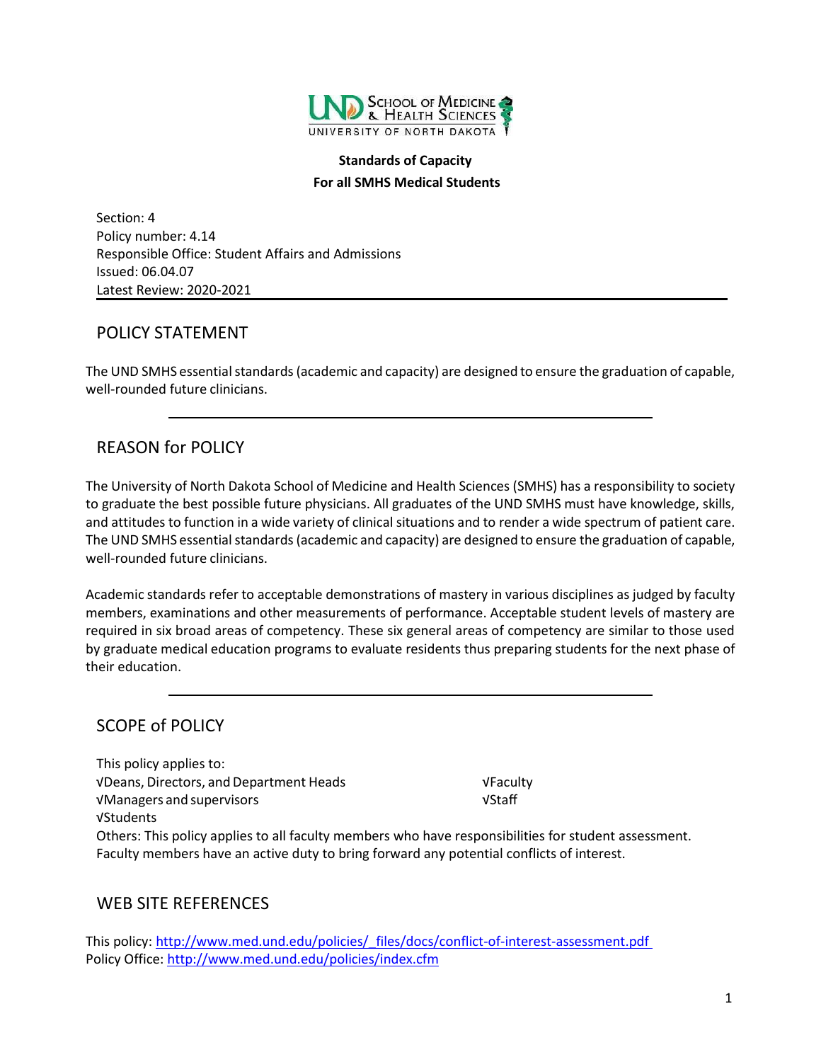**Standards of Capacity**
**For all SMHS Medical Students**

Section: 4
Policy number: 4.14
Responsible Office: Student Affairs and Admissions
Issued: 06.04.07
Latest Review: 2020-2021

---

## POLICY STATEMENT

The UND SMHS essential standards (academic and capacity) are designed to ensure the graduation of capable, well-rounded future clinicians.

---

## REASON for POLICY

The University of North Dakota School of Medicine and Health Sciences (SMHS) has a responsibility to society to graduate the best possible future physicians. All graduates of the UND SMHS must have knowledge, skills, and attitudes to function in a wide variety of clinical situations and to render a wide spectrum of patient care. The UND SMHS essential standards (academic and capacity) are designed to ensure the graduation of capable, well-rounded future clinicians.

Academic standards refer to acceptable demonstrations of mastery in various disciplines as judged by faculty members, examinations and other measurements of performance. Acceptable student levels of mastery are required in six broad areas of competency. These six general areas of competency are similar to those used by graduate medical education programs to evaluate residents thus preparing students for the next phase of their education.

---

## SCOPE of POLICY

This policy applies to:

√Deans, Directors, and Department Heads
√Faculty
√Managers and supervisors
√Staff
√Students

Others: This policy applies to all faculty members who have responsibilities for student assessment. Faculty members have an active duty to bring forward any potential conflicts of interest.

## WEB SITE REFERENCES

This policy: http://www.med.und.edu/policies/_files/docs/conflict-of-interest-assessment.pdf
Policy Office: http://www.med.und.edu/policies/index.cfm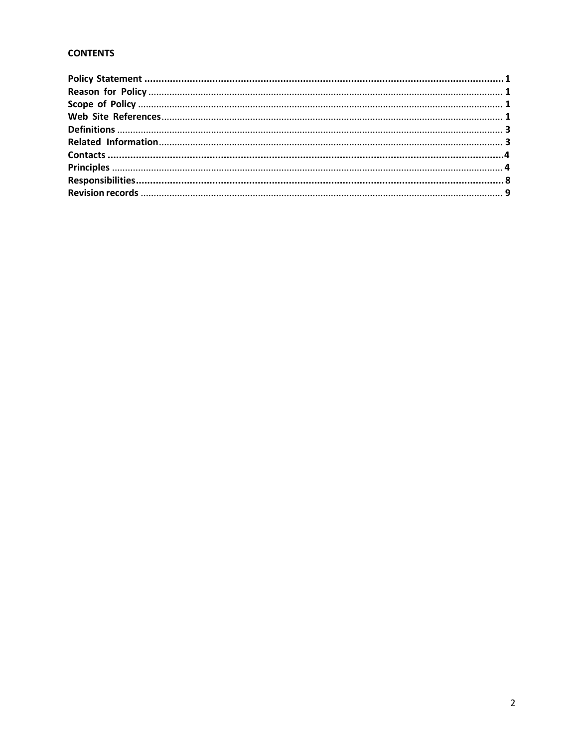**CONTENTS**

| | |
|---|---|
| **Policy Statement** | **1** |
| **Reason for Policy** | **1** |
| **Scope of Policy** | **1** |
| **Web Site References** | **1** |
| **Definitions** | **3** |
| **Related Information** | **3** |
| **Contacts** | **4** |
| **Principles** | **4** |
| **Responsibilities** | **8** |
| **Revision records** | **9** |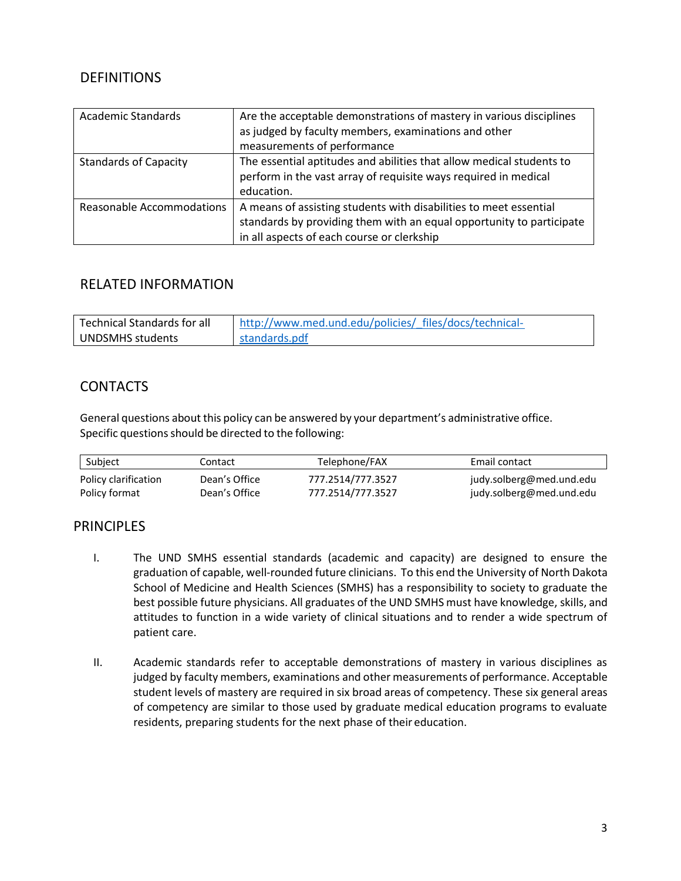## DEFINITIONS

| | |
|---|---|
| Academic Standards | Are the acceptable demonstrations of mastery in various disciplines as judged by faculty members, examinations and other measurements of performance |
| Standards of Capacity | The essential aptitudes and abilities that allow medical students to perform in the vast array of requisite ways required in medical education. |
| Reasonable Accommodations | A means of assisting students with disabilities to meet essential standards by providing them with an equal opportunity to participate in all aspects of each course or clerkship |

## RELATED INFORMATION

| | |
|---|---|
| Technical Standards for all UNDSMHS students | [http://www.med.und.edu/policies/_files/docs/technical-standards.pdf](http://www.med.und.edu/policies/_files/docs/technical-standards.pdf) |

## CONTACTS

General questions about this policy can be answered by your department's administrative office. Specific questions should be directed to the following:

| Subject | Contact | Telephone/FAX | Email contact |
|---|---|---|---|
| Policy clarification | Dean's Office | 777.2514/777.3527 | judy.solberg@med.und.edu |
| Policy format | Dean's Office | 777.2514/777.3527 | judy.solberg@med.und.edu |

## PRINCIPLES

I. The UND SMHS essential standards (academic and capacity) are designed to ensure the graduation of capable, well-rounded future clinicians. To this end the University of North Dakota School of Medicine and Health Sciences (SMHS) has a responsibility to society to graduate the best possible future physicians. All graduates of the UND SMHS must have knowledge, skills, and attitudes to function in a wide variety of clinical situations and to render a wide spectrum of patient care.

II. Academic standards refer to acceptable demonstrations of mastery in various disciplines as judged by faculty members, examinations and other measurements of performance. Acceptable student levels of mastery are required in six broad areas of competency. These six general areas of competency are similar to those used by graduate medical education programs to evaluate residents, preparing students for the next phase of their education.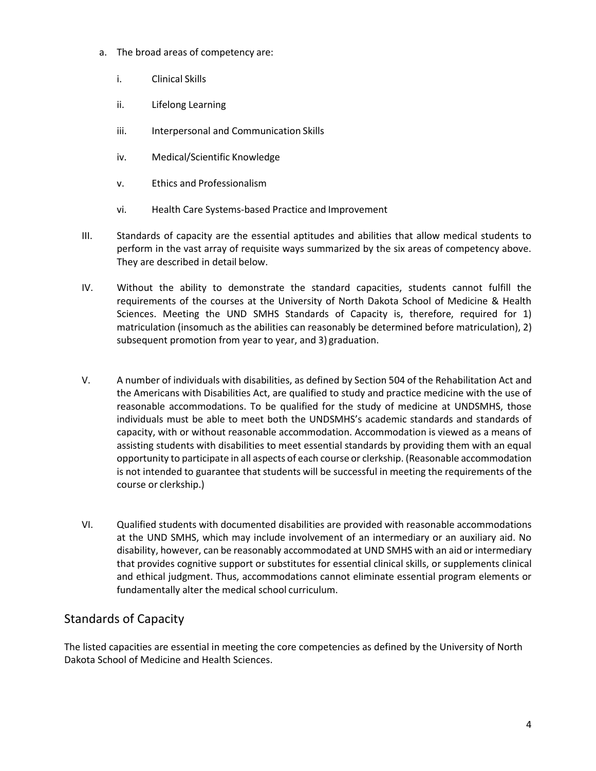a. The broad areas of competency are:

   i. Clinical Skills

   ii. Lifelong Learning

   iii. Interpersonal and Communication Skills

   iv. Medical/Scientific Knowledge

   v. Ethics and Professionalism

   vi. Health Care Systems-based Practice and Improvement

III. Standards of capacity are the essential aptitudes and abilities that allow medical students to perform in the vast array of requisite ways summarized by the six areas of competency above. They are described in detail below.

IV. Without the ability to demonstrate the standard capacities, students cannot fulfill the requirements of the courses at the University of North Dakota School of Medicine & Health Sciences. Meeting the UND SMHS Standards of Capacity is, therefore, required for 1) matriculation (insomuch as the abilities can reasonably be determined before matriculation), 2) subsequent promotion from year to year, and 3) graduation.

V. A number of individuals with disabilities, as defined by Section 504 of the Rehabilitation Act and the Americans with Disabilities Act, are qualified to study and practice medicine with the use of reasonable accommodations. To be qualified for the study of medicine at UNDSMHS, those individuals must be able to meet both the UNDSMHS's academic standards and standards of capacity, with or without reasonable accommodation. Accommodation is viewed as a means of assisting students with disabilities to meet essential standards by providing them with an equal opportunity to participate in all aspects of each course or clerkship. (Reasonable accommodation is not intended to guarantee that students will be successful in meeting the requirements of the course or clerkship.)

VI. Qualified students with documented disabilities are provided with reasonable accommodations at the UND SMHS, which may include involvement of an intermediary or an auxiliary aid. No disability, however, can be reasonably accommodated at UND SMHS with an aid or intermediary that provides cognitive support or substitutes for essential clinical skills, or supplements clinical and ethical judgment. Thus, accommodations cannot eliminate essential program elements or fundamentally alter the medical school curriculum.

## Standards of Capacity

The listed capacities are essential in meeting the core competencies as defined by the University of North Dakota School of Medicine and Health Sciences.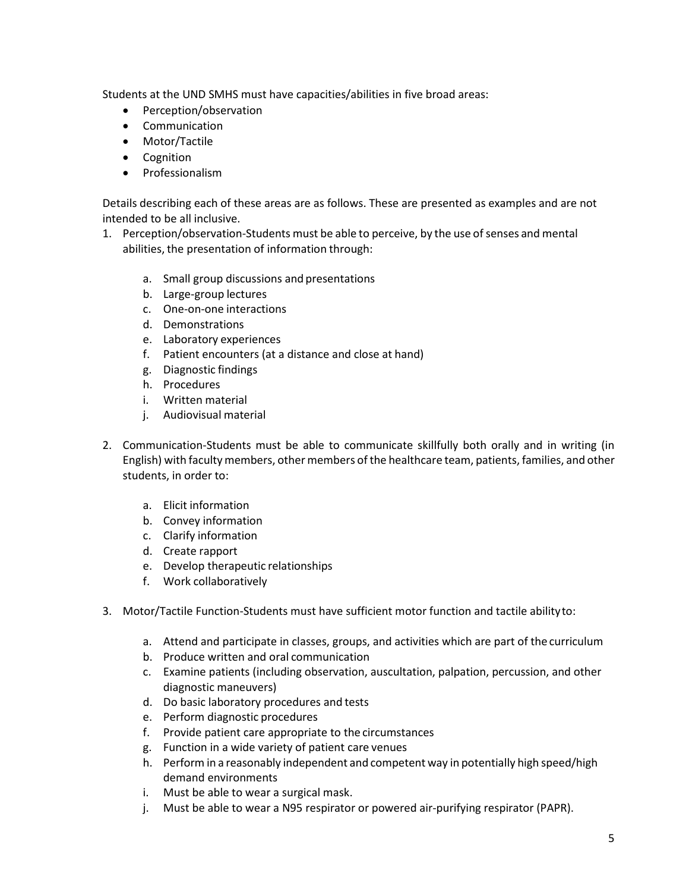Students at the UND SMHS must have capacities/abilities in five broad areas:

- Perception/observation
- Communication
- Motor/Tactile
- Cognition
- Professionalism

Details describing each of these areas are as follows. These are presented as examples and are not intended to be all inclusive.

1. Perception/observation-Students must be able to perceive, by the use of senses and mental abilities, the presentation of information through:

    a. Small group discussions and presentations
    b. Large-group lectures
    c. One-on-one interactions
    d. Demonstrations
    e. Laboratory experiences
    f. Patient encounters (at a distance and close at hand)
    g. Diagnostic findings
    h. Procedures
    i. Written material
    j. Audiovisual material

2. Communication-Students must be able to communicate skillfully both orally and in writing (in English) with faculty members, other members of the healthcare team, patients, families, and other students, in order to:

    a. Elicit information
    b. Convey information
    c. Clarify information
    d. Create rapport
    e. Develop therapeutic relationships
    f. Work collaboratively

3. Motor/Tactile Function-Students must have sufficient motor function and tactile ability to:

    a. Attend and participate in classes, groups, and activities which are part of the curriculum
    b. Produce written and oral communication
    c. Examine patients (including observation, auscultation, palpation, percussion, and other diagnostic maneuvers)
    d. Do basic laboratory procedures and tests
    e. Perform diagnostic procedures
    f. Provide patient care appropriate to the circumstances
    g. Function in a wide variety of patient care venues
    h. Perform in a reasonably independent and competent way in potentially high speed/high demand environments
    i. Must be able to wear a surgical mask.
    j. Must be able to wear a N95 respirator or powered air-purifying respirator (PAPR).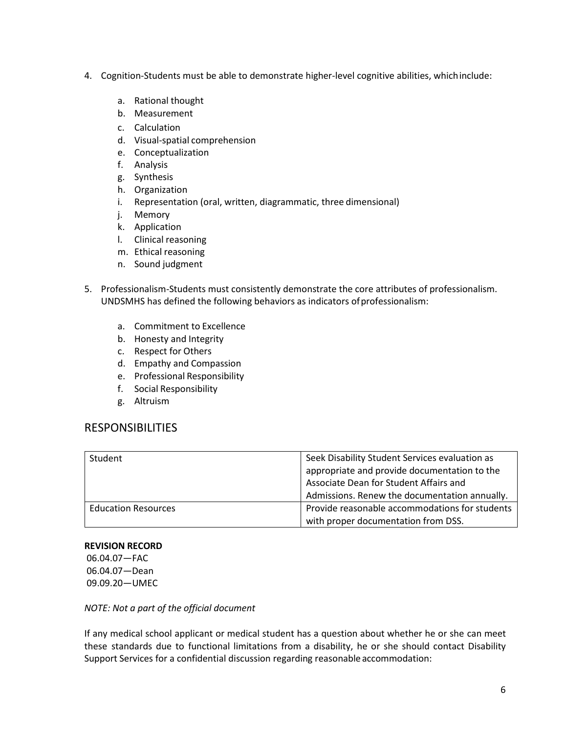4. Cognition-Students must be able to demonstrate higher-level cognitive abilities, which include:

    a. Rational thought
    b. Measurement
    c. Calculation
    d. Visual-spatial comprehension
    e. Conceptualization
    f. Analysis
    g. Synthesis
    h. Organization
    i. Representation (oral, written, diagrammatic, three dimensional)
    j. Memory
    k. Application
    l. Clinical reasoning
    m. Ethical reasoning
    n. Sound judgment

5. Professionalism-Students must consistently demonstrate the core attributes of professionalism. UNDSMHS has defined the following behaviors as indicators of professionalism:

    a. Commitment to Excellence
    b. Honesty and Integrity
    c. Respect for Others
    d. Empathy and Compassion
    e. Professional Responsibility
    f. Social Responsibility
    g. Altruism

## RESPONSIBILITIES

| Student | Seek Disability Student Services evaluation as appropriate and provide documentation to the Associate Dean for Student Affairs and Admissions. Renew the documentation annually. |
|---|---|
| Education Resources | Provide reasonable accommodations for students with proper documentation from DSS. |

**REVISION RECORD**

06.04.07—FAC
06.04.07—Dean
09.09.20—UMEC

*NOTE: Not a part of the official document*

If any medical school applicant or medical student has a question about whether he or she can meet these standards due to functional limitations from a disability, he or she should contact Disability Support Services for a confidential discussion regarding reasonable accommodation: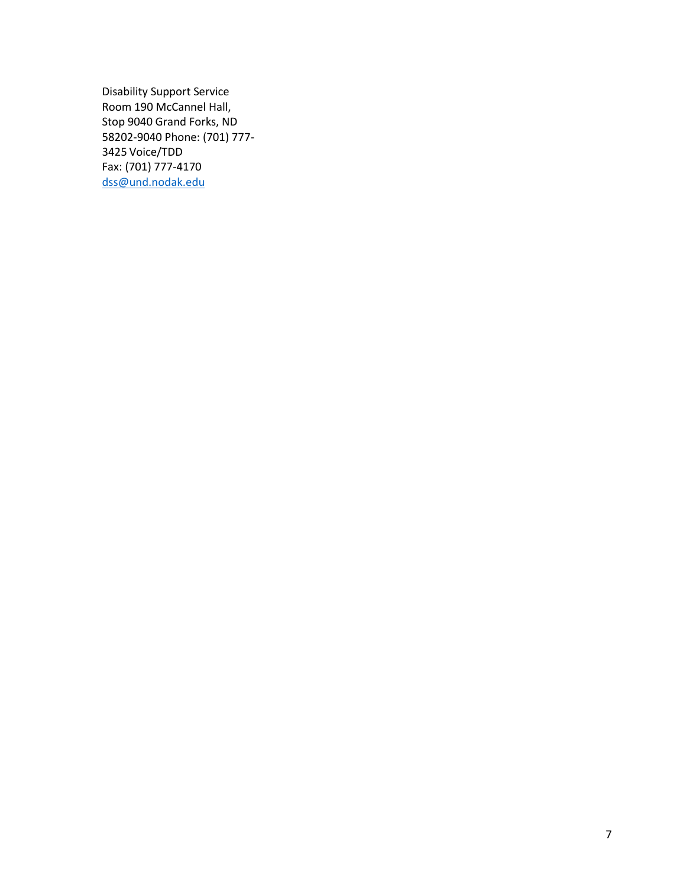Disability Support Service
Room 190 McCannel Hall,
Stop 9040 Grand Forks, ND
58202-9040 Phone: (701) 777-
3425 Voice/TDD
Fax: (701) 777-4170
dss@und.nodak.edu